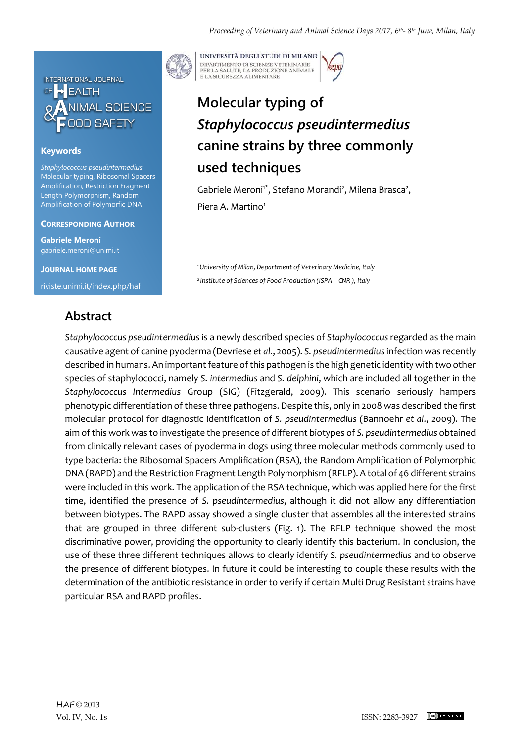# Molecular typing of *Staphylococcus pseudintermedius* canine strains by three commonly used techniques

Gabriele Meroni[1*], Stefano Morandi[2], Milena Brasca[2], Piera A. Martino[1]

[1] *University of Milan, Department of Veterinary Medicine, Italy*

[2] *Institute of Sciences of Food Production (ISPA – CNR ), Italy*

**Keywords**

*Staphylococcus pseudintermedius*, Molecular typing, Ribosomal Spacers Amplification, Restriction Fragment Length Polymorphism, Random Amplification of Polymorfic DNA

**Corresponding Author**

**Gabriele Meroni**
gabriele.meroni@unimi.it

**Journal Home Page**

riviste.unimi.it/index.php/haf

## Abstract

*Staphylococcus pseudintermedius* is a newly described species of *Staphylococcus* regarded as the main causative agent of canine pyoderma (Devriese *et al*., 2005). *S. pseudintermedius* infection was recently described in humans. An important feature of this pathogen is the high genetic identity with two other species of staphylococci, namely *S. intermedius* and *S. delphini*, which are included all together in the *Staphylococcus Intermedius* Group (SIG) (Fitzgerald, 2009). This scenario seriously hampers phenotypic differentiation of these three pathogens. Despite this, only in 2008 was described the first molecular protocol for diagnostic identification of *S. pseudintermedius* (Bannoehr *et al*., 2009). The aim of this work was to investigate the presence of different biotypes of *S. pseudintermedius* obtained from clinically relevant cases of pyoderma in dogs using three molecular methods commonly used to type bacteria: the Ribosomal Spacers Amplification (RSA), the Random Amplification of Polymorphic DNA (RAPD) and the Restriction Fragment Length Polymorphism (RFLP). A total of 46 different strains were included in this work. The application of the RSA technique, which was applied here for the first time, identified the presence of *S. pseudintermedius*, although it did not allow any differentiation between biotypes. The RAPD assay showed a single cluster that assembles all the interested strains that are grouped in three different sub-clusters (Fig. 1). The RFLP technique showed the most discriminative power, providing the opportunity to clearly identify this bacterium. In conclusion, the use of these three different techniques allows to clearly identify *S. pseudintermedius* and to observe the presence of different biotypes. In future it could be interesting to couple these results with the determination of the antibiotic resistance in order to verify if certain Multi Drug Resistant strains have particular RSA and RAPD profiles.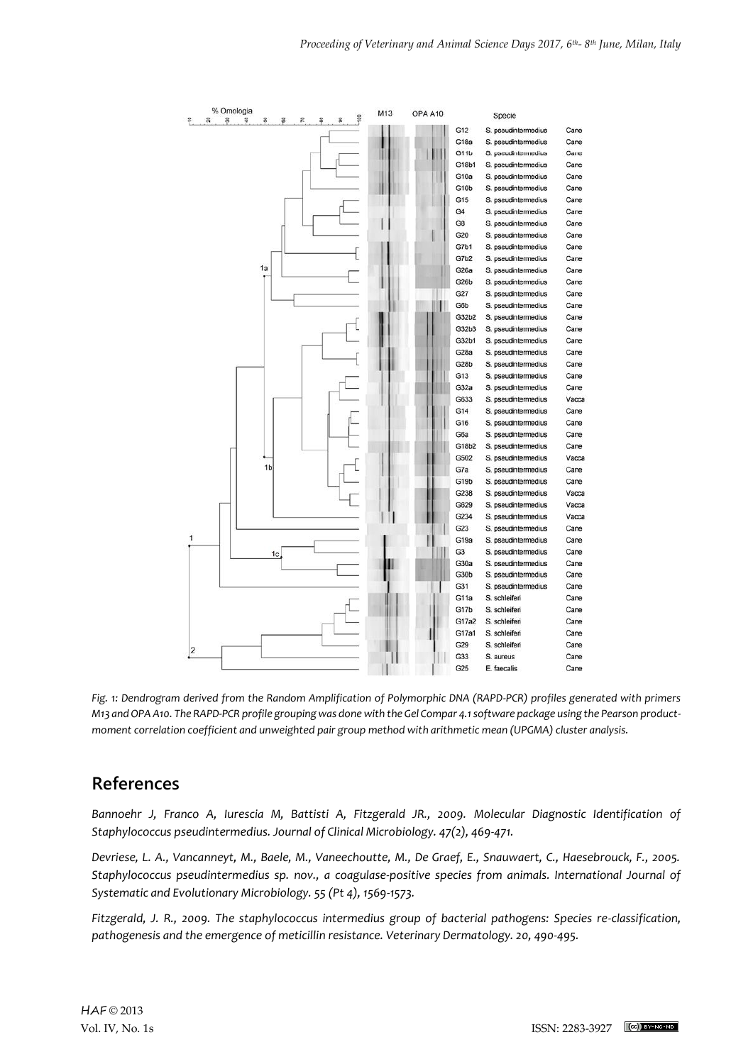% Omologia

10 20 30 40 50 60 70 80 90 100

M13

OPA A10

Specie

1a

1b

1c

1

2

G12 S. pseudintermedius Cane
G18a S. pseudintermedius Cane
G11b S. pseudintermedius Cane
G18b1 S. pseudintermedius Cane
G10a S. pseudintermedius Cane
G10b S. pseudintermedius Cane
G15 S. pseudintermedius Cane
G4 S. pseudintermedius Cane
G8 S. pseudintermedius Cane
G20 S. pseudintermedius Cane
G7b1 S. pseudintermedius Cane
G7b2 S. pseudintermedius Cane
G26a S. pseudintermedius Cane
G26b S. pseudintermedius Cane
G27 S. pseudintermedius Cane
G8b S. pseudintermedius Cane
G32b2 S. pseudintermedius Cane
G32b3 S. pseudintermedius Cane
G32b1 S. pseudintermedius Cane
G28a S. pseudintermedius Cane
G28b S. pseudintermedius Cane
G13 S. pseudintermedius Cane
G32a S. pseudintermedius Cane
G633 S. pseudintermedius Vacca
G14 S. pseudintermedius Cane
G16 S. pseudintermedius Cane
G5a S. pseudintermedius Cane
G18b2 S. pseudintermedius Cane
G502 S. pseudintermedius Vacca
G7a S. pseudintermedius Cane
G19b S. pseudintermedius Cane
G238 S. pseudintermedius Vacca
G629 S. pseudintermedius Vacca
G234 S. pseudintermedius Vacca
G23 S. pseudintermedius Cane
G19a S. pseudintermedius Cane
G3 S. pseudintermedius Cane
G30a S. pseudintermedius Cane
G30b S. pseudintermedius Cane
G31 S. pseudintermedius Cane
G11a S. schleiferi Cane
G17b S. schleiferi Cane
G17a2 S. schleiferi Cane
G17a1 S. schleiferi Cane
G29 S. schleiferi Cane
G33 S. aureus Cane
G25 E. faecalis Cane

*Fig. 1: Dendrogram derived from the Random Amplification of Polymorphic DNA (RAPD-PCR) profiles generated with primers M13 and OPA A10. The RAPD-PCR profile grouping was done with the Gel Compar 4.1 software package using the Pearson product-moment correlation coefficient and unweighted pair group method with arithmetic mean (UPGMA) cluster analysis.*

## References

*Bannoehr J, Franco A, Iurescia M, Battisti A, Fitzgerald JR., 2009. Molecular Diagnostic Identification of Staphylococcus pseudintermedius. Journal of Clinical Microbiology. 47(2), 469-471.*

*Devriese, L. A., Vancanneyt, M., Baele, M., Vaneechoutte, M., De Graef, E., Snauwaert, C., Haesebrouck, F., 2005. Staphylococcus pseudintermedius sp. nov., a coagulase-positive species from animals. International Journal of Systematic and Evolutionary Microbiology. 55 (Pt 4), 1569-1573.*

*Fitzgerald, J. R., 2009. The staphylococcus intermedius group of bacterial pathogens: Species re-classification, pathogenesis and the emergence of meticillin resistance. Veterinary Dermatology. 20, 490-495.*